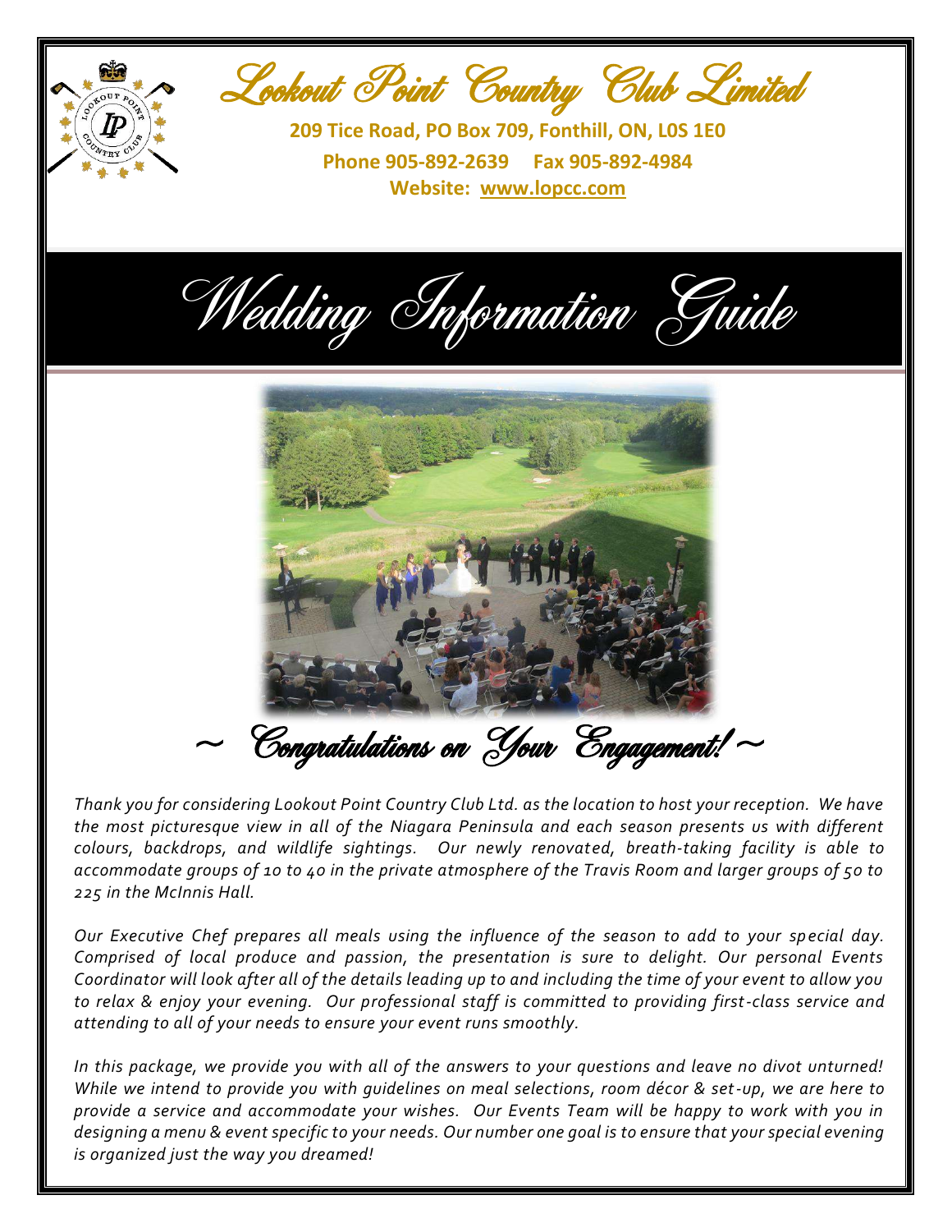# Lookout Point Country Club Limited

**209 Tice Road, PO Box 709, Fonthill, ON, L0S 1E0**

**Phone 905-892-2639 Fax 905-892-4984**

**Website: www.lopcc.com**

# Wedding Information Guide

## ~ Congratulations on Your Engagement! ~

*Thank you for considering Lookout Point Country Club Ltd. as the location to host your reception. We have the most picturesque view in all of the Niagara Peninsula and each season presents us with different colours, backdrops, and wildlife sightings. Our newly renovated, breath-taking facility is able to accommodate groups of 10 to 40 in the private atmosphere of the Travis Room and larger groups of 50 to 225 in the McInnis Hall.*

*Our Executive Chef prepares all meals using the influence of the season to add to your special day. Comprised of local produce and passion, the presentation is sure to delight. Our personal Events Coordinator will look after all of the details leading up to and including the time of your event to allow you to relax & enjoy your evening. Our professional staff is committed to providing first-class service and attending to all of your needs to ensure your event runs smoothly.*

*In this package, we provide you with all of the answers to your questions and leave no divot unturned! While we intend to provide you with guidelines on meal selections, room décor & set-up, we are here to provide a service and accommodate your wishes. Our Events Team will be happy to work with you in designing a menu & event specific to your needs. Our number one goal is to ensure that your special evening is organized just the way you dreamed!*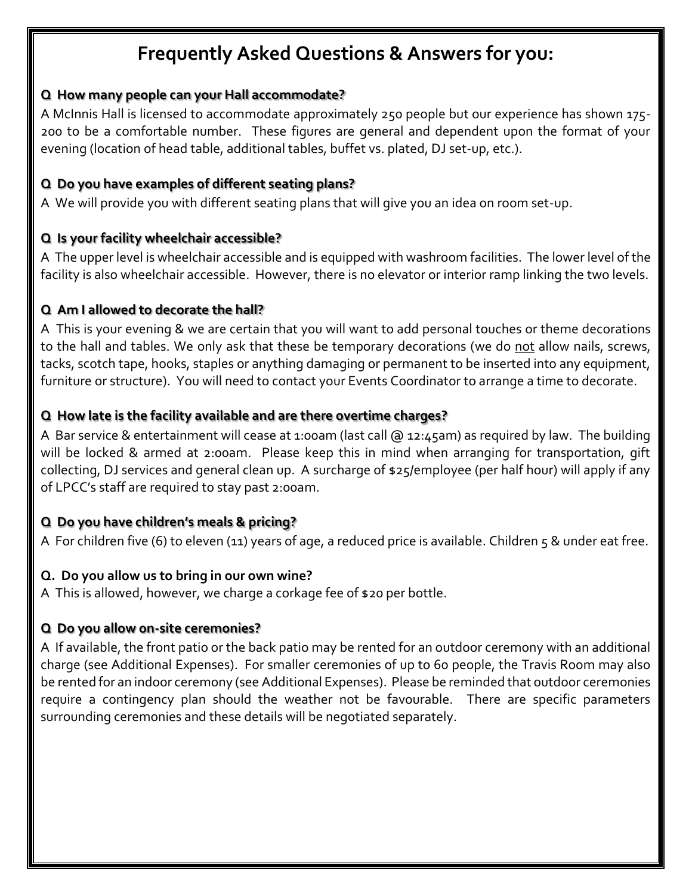# Frequently Asked Questions & Answers for you:

### Q  How many people can your Hall accommodate?

A McInnis Hall is licensed to accommodate approximately 250 people but our experience has shown 175-200 to be a comfortable number. These figures are general and dependent upon the format of your evening (location of head table, additional tables, buffet vs. plated, DJ set-up, etc.).

### Q  Do you have examples of different seating plans?

A  We will provide you with different seating plans that will give you an idea on room set-up.

### Q  Is your facility wheelchair accessible?

A  The upper level is wheelchair accessible and is equipped with washroom facilities. The lower level of the facility is also wheelchair accessible. However, there is no elevator or interior ramp linking the two levels.

### Q  Am I allowed to decorate the hall?

A  This is your evening & we are certain that you will want to add personal touches or theme decorations to the hall and tables. We only ask that these be temporary decorations (we do <u>not</u> allow nails, screws, tacks, scotch tape, hooks, staples or anything damaging or permanent to be inserted into any equipment, furniture or structure). You will need to contact your Events Coordinator to arrange a time to decorate.

### Q  How late is the facility available and are there overtime charges?

A  Bar service & entertainment will cease at 1:00am (last call @ 12:45am) as required by law. The building will be locked & armed at 2:00am. Please keep this in mind when arranging for transportation, gift collecting, DJ services and general clean up. A surcharge of $25/employee (per half hour) will apply if any of LPCC's staff are required to stay past 2:00am.

### Q  Do you have children's meals & pricing?

A  For children five (6) to eleven (11) years of age, a reduced price is available. Children 5 & under eat free.

### Q.  Do you allow us to bring in our own wine?

A  This is allowed, however, we charge a corkage fee of $20 per bottle.

### Q  Do you allow on-site ceremonies?

A  If available, the front patio or the back patio may be rented for an outdoor ceremony with an additional charge (see Additional Expenses). For smaller ceremonies of up to 60 people, the Travis Room may also be rented for an indoor ceremony (see Additional Expenses). Please be reminded that outdoor ceremonies require a contingency plan should the weather not be favourable. There are specific parameters surrounding ceremonies and these details will be negotiated separately.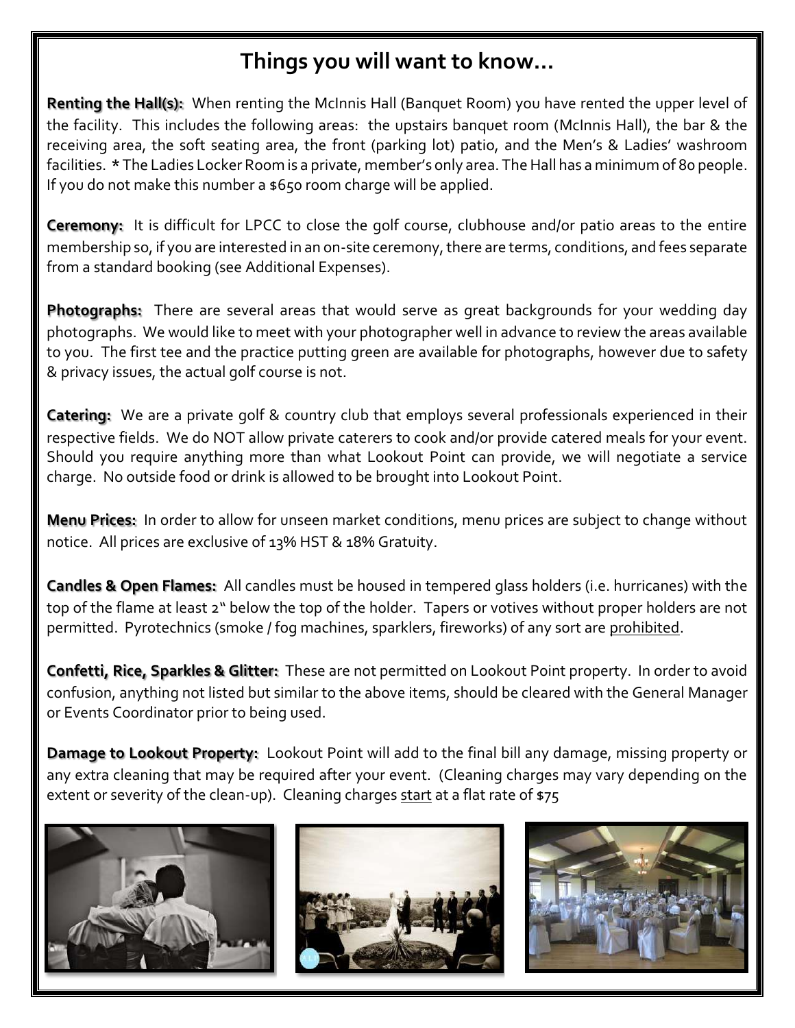# Things you will want to know…

**Renting the Hall(s):** When renting the McInnis Hall (Banquet Room) you have rented the upper level of the facility. This includes the following areas: the upstairs banquet room (McInnis Hall), the bar & the receiving area, the soft seating area, the front (parking lot) patio, and the Men's & Ladies' washroom facilities. * The Ladies Locker Room is a private, member's only area. The Hall has a minimum of 80 people. If you do not make this number a $650 room charge will be applied.

**Ceremony:** It is difficult for LPCC to close the golf course, clubhouse and/or patio areas to the entire membership so, if you are interested in an on-site ceremony, there are terms, conditions, and fees separate from a standard booking (see Additional Expenses).

**Photographs:** There are several areas that would serve as great backgrounds for your wedding day photographs. We would like to meet with your photographer well in advance to review the areas available to you. The first tee and the practice putting green are available for photographs, however due to safety & privacy issues, the actual golf course is not.

**Catering:** We are a private golf & country club that employs several professionals experienced in their respective fields. We do NOT allow private caterers to cook and/or provide catered meals for your event. Should you require anything more than what Lookout Point can provide, we will negotiate a service charge. No outside food or drink is allowed to be brought into Lookout Point.

**Menu Prices:** In order to allow for unseen market conditions, menu prices are subject to change without notice. All prices are exclusive of 13% HST & 18% Gratuity.

**Candles & Open Flames:** All candles must be housed in tempered glass holders (i.e. hurricanes) with the top of the flame at least 2" below the top of the holder. Tapers or votives without proper holders are not permitted. Pyrotechnics (smoke / fog machines, sparklers, fireworks) of any sort are <u>prohibited</u>.

**Confetti, Rice, Sparkles & Glitter:** These are not permitted on Lookout Point property. In order to avoid confusion, anything not listed but similar to the above items, should be cleared with the General Manager or Events Coordinator prior to being used.

**Damage to Lookout Property:** Lookout Point will add to the final bill any damage, missing property or any extra cleaning that may be required after your event. (Cleaning charges may vary depending on the extent or severity of the clean-up). Cleaning charges <u>start</u> at a flat rate of $75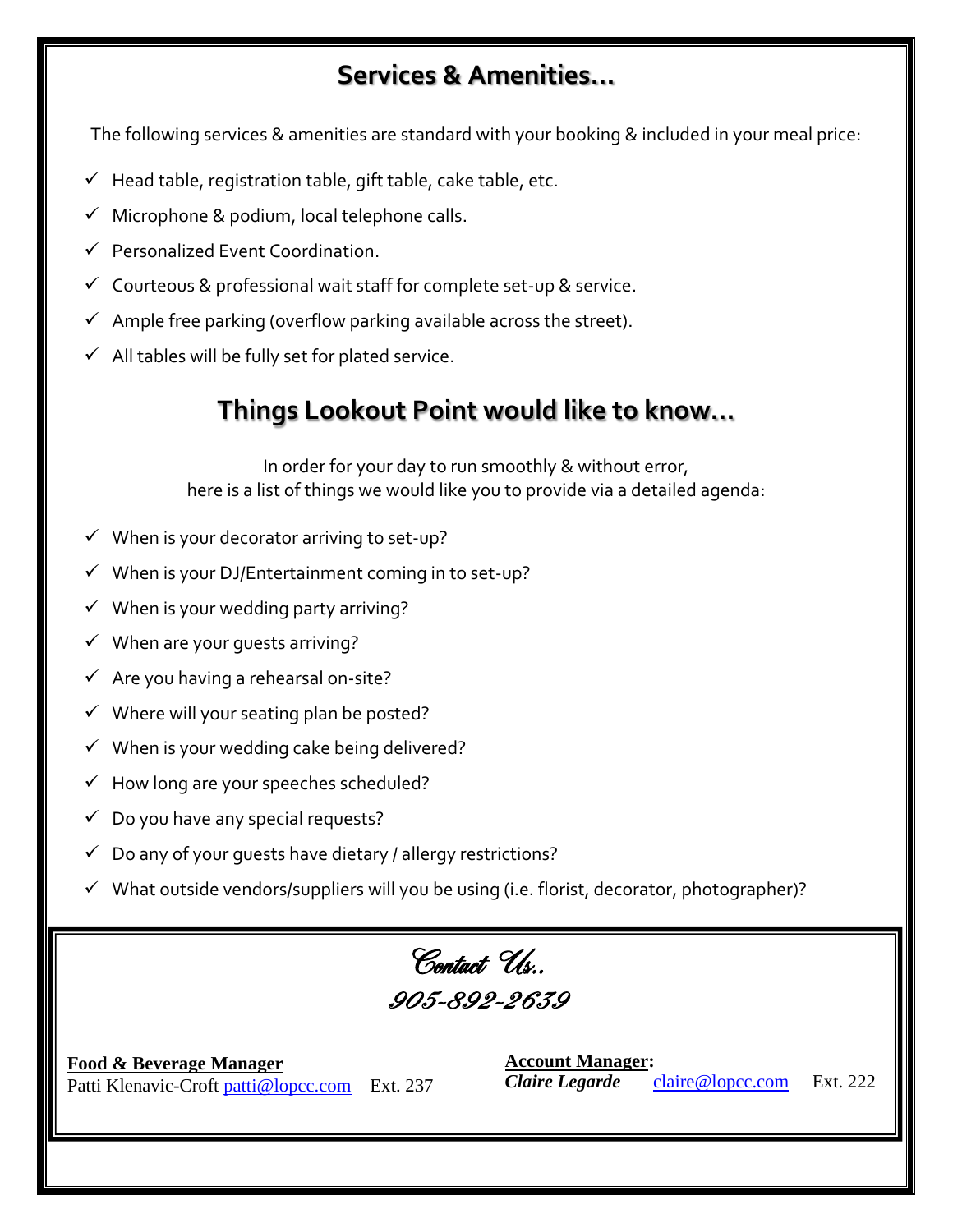## Services & Amenities…

The following services & amenities are standard with your booking & included in your meal price:

- ✓ Head table, registration table, gift table, cake table, etc.
- ✓ Microphone & podium, local telephone calls.
- ✓ Personalized Event Coordination.
- ✓ Courteous & professional wait staff for complete set-up & service.
- ✓ Ample free parking (overflow parking available across the street).
- ✓ All tables will be fully set for plated service.

## Things Lookout Point would like to know…

In order for your day to run smoothly & without error,
here is a list of things we would like you to provide via a detailed agenda:

- ✓ When is your decorator arriving to set-up?
- ✓ When is your DJ/Entertainment coming in to set-up?
- ✓ When is your wedding party arriving?
- ✓ When are your guests arriving?
- ✓ Are you having a rehearsal on-site?
- ✓ Where will your seating plan be posted?
- ✓ When is your wedding cake being delivered?
- ✓ How long are your speeches scheduled?
- ✓ Do you have any special requests?
- ✓ Do any of your guests have dietary / allergy restrictions?
- ✓ What outside vendors/suppliers will you be using (i.e. florist, decorator, photographer)?

## Contact Us..

### 905-892-2639

**Food & Beverage Manager**
Patti Klenavic-Croft patti@lopcc.com Ext. 237

**Account Manager:**
***Claire Legarde*** claire@lopcc.com Ext. 222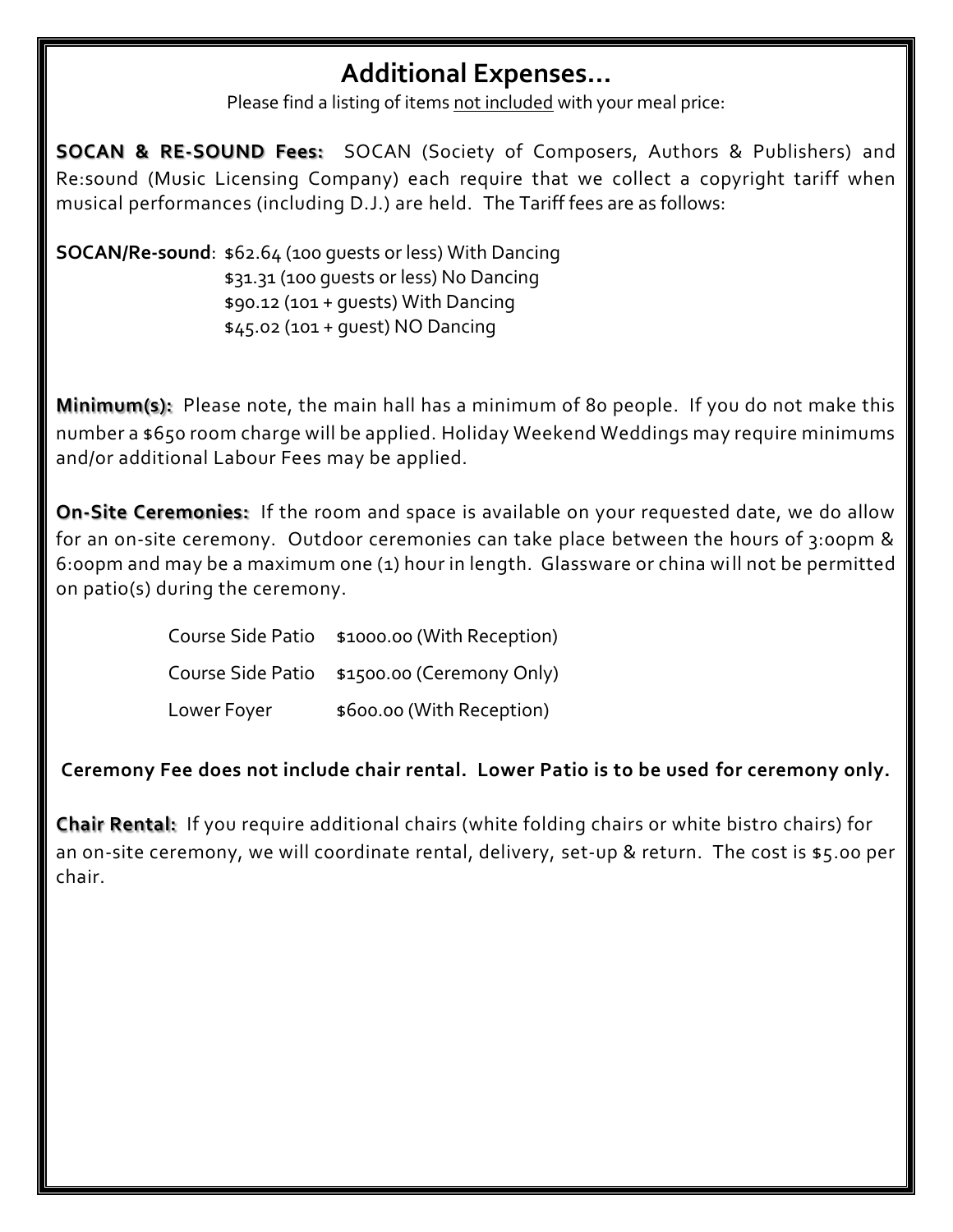# Additional Expenses…

Please find a listing of items not included with your meal price:

**SOCAN & RE-SOUND Fees:** SOCAN (Society of Composers, Authors & Publishers) and Re:sound (Music Licensing Company) each require that we collect a copyright tariff when musical performances (including D.J.) are held. The Tariff fees are as follows:

**SOCAN/Re-sound**: $62.64 (100 guests or less) With Dancing
$31.31 (100 guests or less) No Dancing
$90.12 (101 + guests) With Dancing
$45.02 (101 + guest) NO Dancing

**Minimum(s):** Please note, the main hall has a minimum of 80 people. If you do not make this number a $650 room charge will be applied. Holiday Weekend Weddings may require minimums and/or additional Labour Fees may be applied.

**On-Site Ceremonies:** If the room and space is available on your requested date, we do allow for an on-site ceremony. Outdoor ceremonies can take place between the hours of 3:00pm & 6:00pm and may be a maximum one (1) hour in length. Glassware or china will not be permitted on patio(s) during the ceremony.

| | |
|---|---|
| Course Side Patio | $1000.00 (With Reception) |
| Course Side Patio | $1500.00 (Ceremony Only) |
| Lower Foyer | $600.00 (With Reception) |

**Ceremony Fee does not include chair rental. Lower Patio is to be used for ceremony only.**

**Chair Rental:** If you require additional chairs (white folding chairs or white bistro chairs) for an on-site ceremony, we will coordinate rental, delivery, set-up & return. The cost is $5.00 per chair.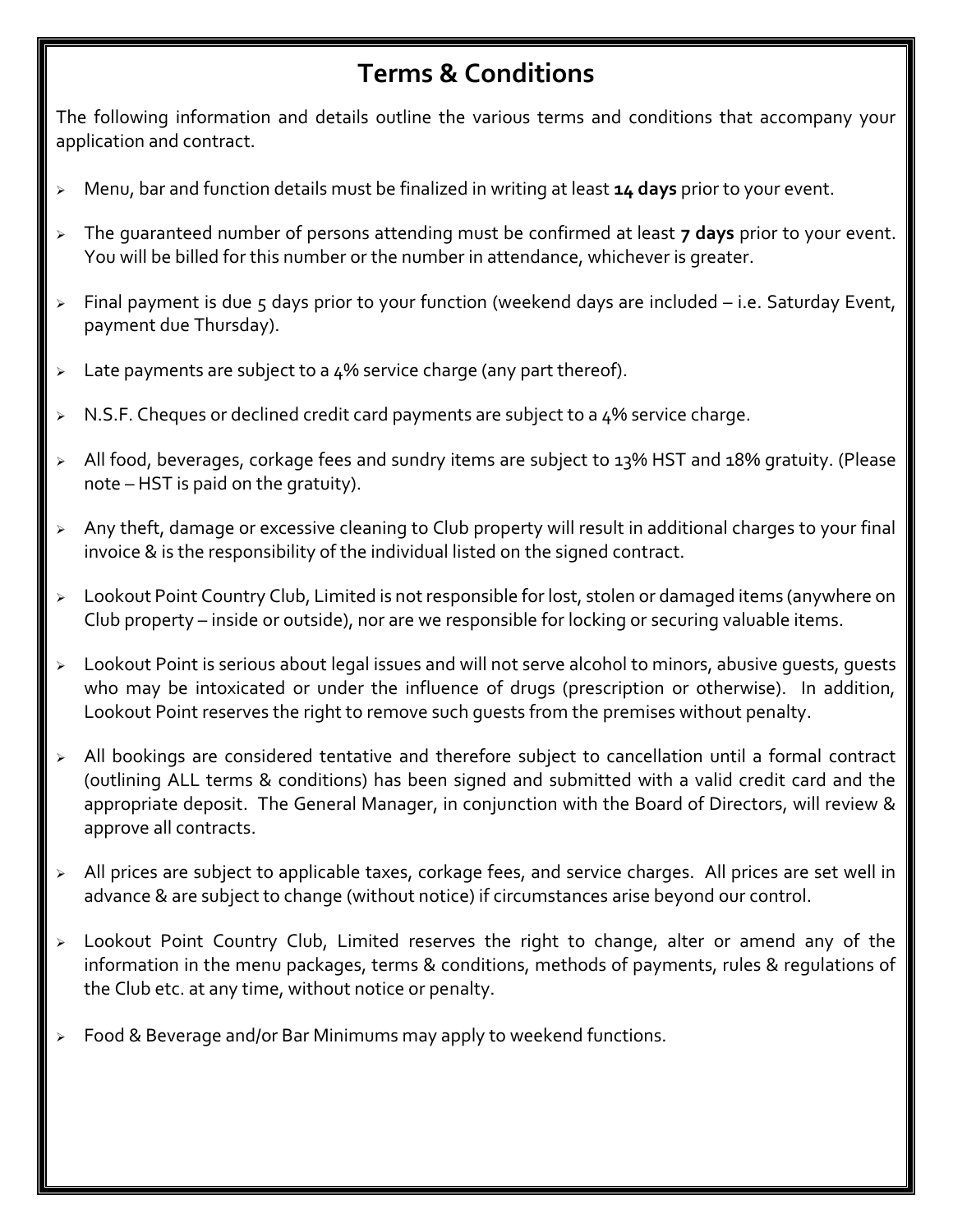# Terms & Conditions

The following information and details outline the various terms and conditions that accompany your application and contract.

- Menu, bar and function details must be finalized in writing at least **14 days** prior to your event.
- The guaranteed number of persons attending must be confirmed at least **7 days** prior to your event. You will be billed for this number or the number in attendance, whichever is greater.
- Final payment is due 5 days prior to your function (weekend days are included – i.e. Saturday Event, payment due Thursday).
- Late payments are subject to a 4% service charge (any part thereof).
- N.S.F. Cheques or declined credit card payments are subject to a 4% service charge.
- All food, beverages, corkage fees and sundry items are subject to 13% HST and 18% gratuity. (Please note – HST is paid on the gratuity).
- Any theft, damage or excessive cleaning to Club property will result in additional charges to your final invoice & is the responsibility of the individual listed on the signed contract.
- Lookout Point Country Club, Limited is not responsible for lost, stolen or damaged items (anywhere on Club property – inside or outside), nor are we responsible for locking or securing valuable items.
- Lookout Point is serious about legal issues and will not serve alcohol to minors, abusive guests, guests who may be intoxicated or under the influence of drugs (prescription or otherwise). In addition, Lookout Point reserves the right to remove such guests from the premises without penalty.
- All bookings are considered tentative and therefore subject to cancellation until a formal contract (outlining ALL terms & conditions) has been signed and submitted with a valid credit card and the appropriate deposit. The General Manager, in conjunction with the Board of Directors, will review & approve all contracts.
- All prices are subject to applicable taxes, corkage fees, and service charges. All prices are set well in advance & are subject to change (without notice) if circumstances arise beyond our control.
- Lookout Point Country Club, Limited reserves the right to change, alter or amend any of the information in the menu packages, terms & conditions, methods of payments, rules & regulations of the Club etc. at any time, without notice or penalty.
- Food & Beverage and/or Bar Minimums may apply to weekend functions.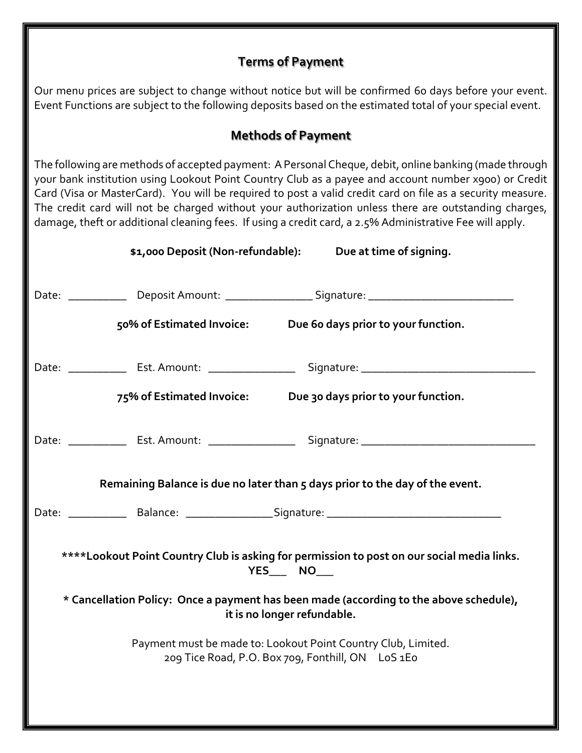## Terms of Payment

Our menu prices are subject to change without notice but will be confirmed 60 days before your event. Event Functions are subject to the following deposits based on the estimated total of your special event.

## Methods of Payment

The following are methods of accepted payment: A Personal Cheque, debit, online banking (made through your bank institution using Lookout Point Country Club as a payee and account number x900) or Credit Card (Visa or MasterCard). You will be required to post a valid credit card on file as a security measure. The credit card will not be charged without your authorization unless there are outstanding charges, damage, theft or additional cleaning fees. If using a credit card, a 2.5% Administrative Fee will apply.

**$1,000 Deposit (Non-refundable): Due at time of signing.**

Date: __________ Deposit Amount: _______________ Signature: __________________________

**50% of Estimated Invoice: Due 60 days prior to your function.**

Date: __________ Est. Amount: _______________ Signature: ______________________________

**75% of Estimated Invoice: Due 30 days prior to your function.**

Date: __________ Est. Amount: _______________ Signature: ______________________________

**Remaining Balance is due no later than 5 days prior to the day of the event.**

Date: __________ Balance: _______________Signature: ______________________________

**\*\*\*\*Lookout Point Country Club is asking for permission to post on our social media links. YES___ NO___**

**\* Cancellation Policy: Once a payment has been made (according to the above schedule), it is no longer refundable.**

Payment must be made to: Lookout Point Country Club, Limited.
209 Tice Road, P.O. Box 709, Fonthill, ON L0S 1E0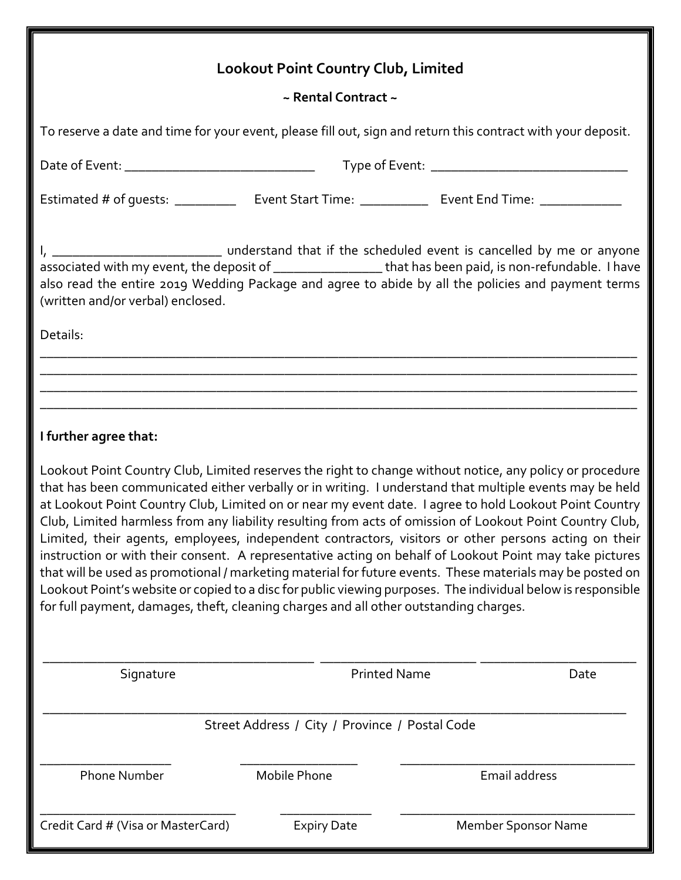# Lookout Point Country Club, Limited

**~ Rental Contract ~**

To reserve a date and time for your event, please fill out, sign and return this contract with your deposit.

Date of Event: ___________________________ Type of Event: ____________________________

Estimated # of guests: _________ Event Start Time: __________ Event End Time: ____________

I, _________________________ understand that if the scheduled event is cancelled by me or anyone associated with my event, the deposit of _______________ that has been paid, is non-refundable. I have also read the entire 2019 Wedding Package and agree to abide by all the policies and payment terms (written and/or verbal) enclosed.

Details:

______________________________________________________________________________________

______________________________________________________________________________________

______________________________________________________________________________________

______________________________________________________________________________________

**I further agree that:**

Lookout Point Country Club, Limited reserves the right to change without notice, any policy or procedure that has been communicated either verbally or in writing. I understand that multiple events may be held at Lookout Point Country Club, Limited on or near my event date. I agree to hold Lookout Point Country Club, Limited harmless from any liability resulting from acts of omission of Lookout Point Country Club, Limited, their agents, employees, independent contractors, visitors or other persons acting on their instruction or with their consent. A representative acting on behalf of Lookout Point may take pictures that will be used as promotional / marketing material for future events. These materials may be posted on Lookout Point's website or copied to a disc for public viewing purposes. The individual below is responsible for full payment, damages, theft, cleaning charges and all other outstanding charges.

________________________________________ _______________________ _______________________

Signature Printed Name Date

______________________________________________________________________________________

Street Address / City / Province / Postal Code

___________________ _________________ ___________________________________

Phone Number Mobile Phone Email address

_____________________________ ______________ ___________________________________

Credit Card # (Visa or MasterCard) Expiry Date Member Sponsor Name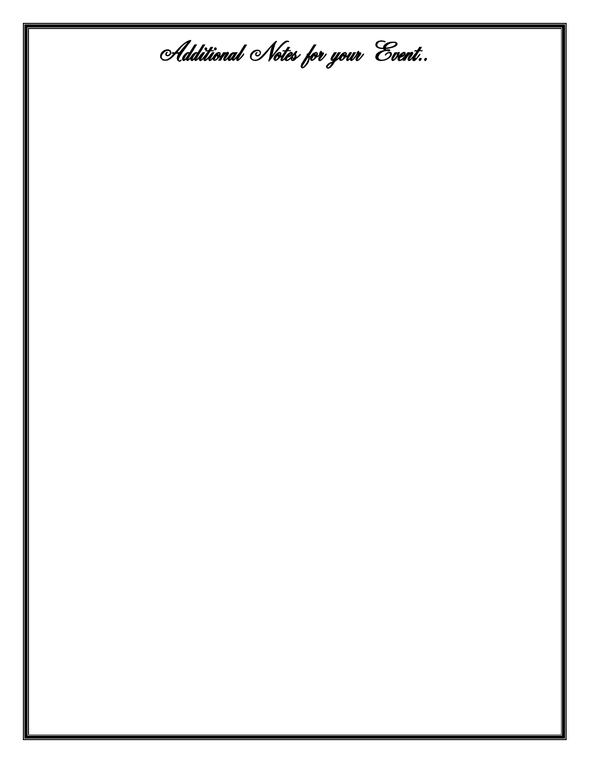# Additional Notes for your Event..